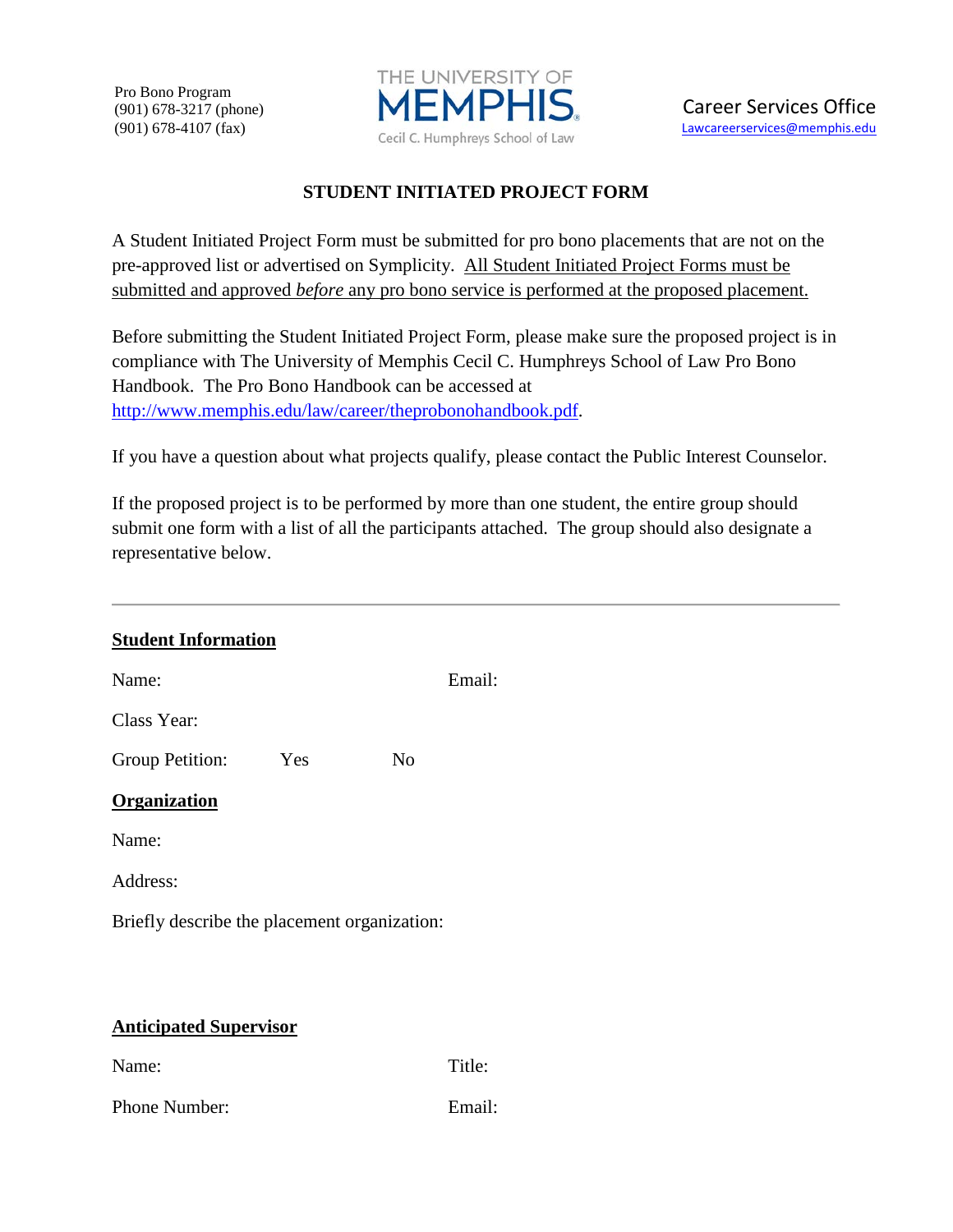Pro Bono Program
(901) 678-3217 (phone)
(901) 678-4107 (fax)

THE UNIVERSITY OF MEMPHIS
Cecil C. Humphreys School of Law

Career Services Office
Lawcareerservices@memphis.edu

# STUDENT INITIATED PROJECT FORM

A Student Initiated Project Form must be submitted for pro bono placements that are not on the pre-approved list or advertised on Symplicity. All Student Initiated Project Forms must be submitted and approved *before* any pro bono service is performed at the proposed placement.

Before submitting the Student Initiated Project Form, please make sure the proposed project is in compliance with The University of Memphis Cecil C. Humphreys School of Law Pro Bono Handbook. The Pro Bono Handbook can be accessed at http://www.memphis.edu/law/career/theprobonohandbook.pdf.

If you have a question about what projects qualify, please contact the Public Interest Counselor.

If the proposed project is to be performed by more than one student, the entire group should submit one form with a list of all the participants attached. The group should also designate a representative below.

---

**Student Information**

Name: Email:

Class Year:

Group Petition: Yes No

**Organization**

Name:

Address:

Briefly describe the placement organization:

**Anticipated Supervisor**

Name: Title:

Phone Number: Email: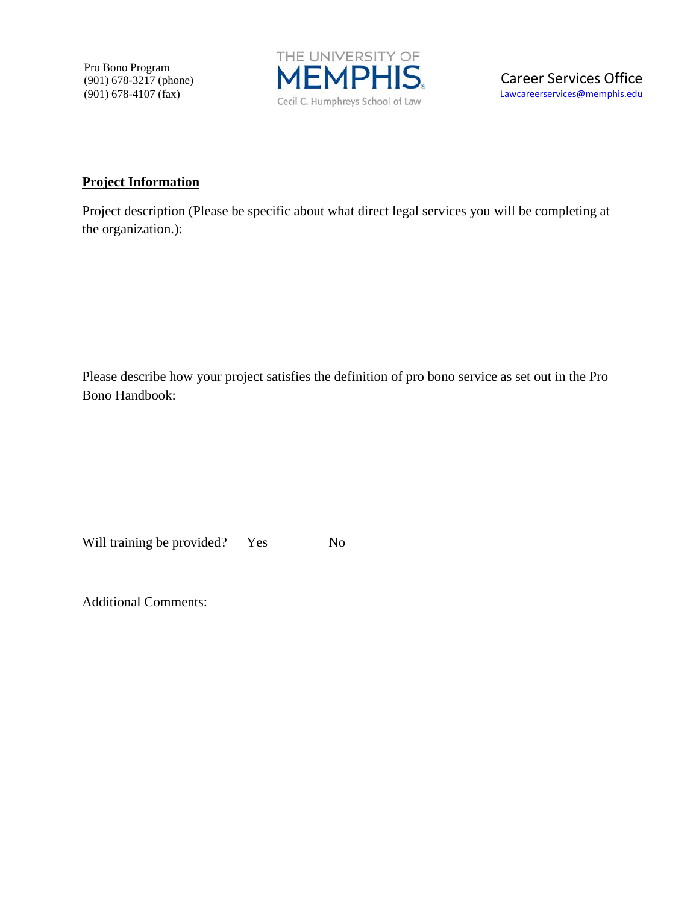Pro Bono Program
(901) 678-3217 (phone)
(901) 678-4107 (fax)

THE UNIVERSITY OF MEMPHIS
Cecil C. Humphreys School of Law

Career Services Office
Lawcareerservices@memphis.edu

**Project Information**

Project description (Please be specific about what direct legal services you will be completing at the organization.):

Please describe how your project satisfies the definition of pro bono service as set out in the Pro Bono Handbook:

Will training be provided? Yes No

Additional Comments: